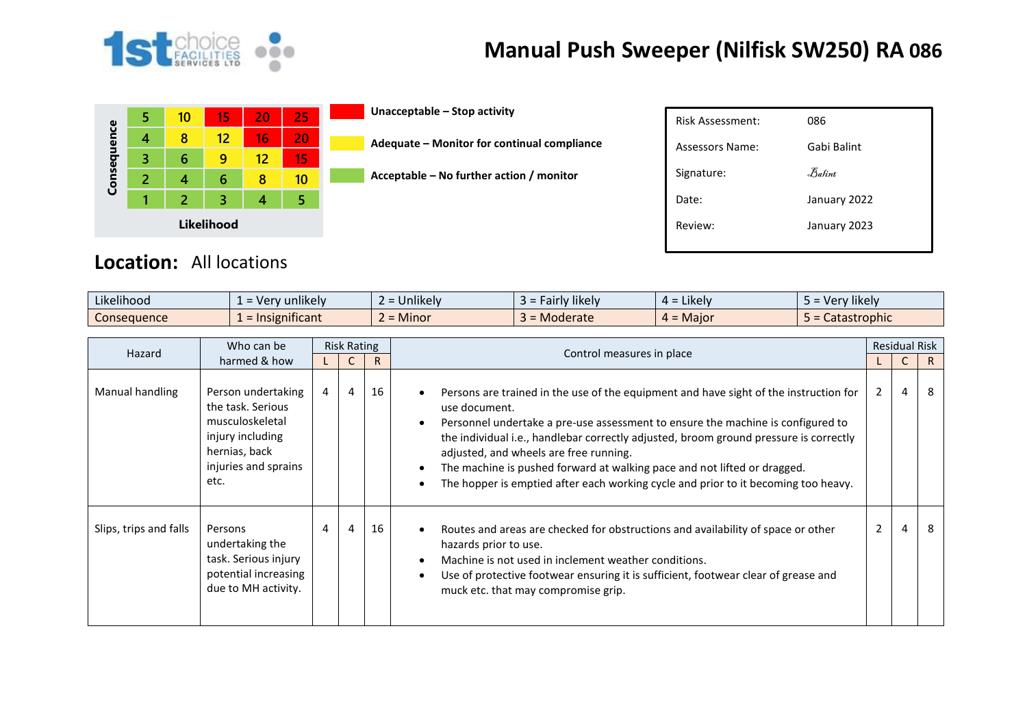# Manual Push Sweeper (Nilfisk SW250) RA 086

| Consequence | | | | | |
|---|---|---|---|---|---|
| | 5 | 10 | 15 | 20 | 25 |
| | 4 | 8 | 12 | 16 | 20 |
| | 3 | 6 | 9 | 12 | 15 |
| | 2 | 4 | 6 | 8 | 10 |
| | 1 | 2 | 3 | 4 | 5 |
| | Likelihood | | | | |

**Unacceptable – Stop activity**

**Adequate – Monitor for continual compliance**

**Acceptable – No further action / monitor**

| | |
|---|---|
| Risk Assessment: | 086 |
| Assessors Name: | Gabi Balint |
| Signature: | Balint |
| Date: | January 2022 |
| Review: | January 2023 |

**Location:** All locations

| | | | | | |
|---|---|---|---|---|---|
| Likelihood | 1 = Very unlikely | 2 = Unlikely | 3 = Fairly likely | 4 = Likely | 5 = Very likely |
| Consequence | 1 = Insignificant | 2 = Minor | 3 = Moderate | 4 = Major | 5 = Catastrophic |

| Hazard | Who can be harmed & how | Risk Rating | | | Control measures in place | Residual Risk | | |
|---|---|---|---|---|---|---|---|---|
| | | L | C | R | | L | C | R |
| Manual handling | Person undertaking the task. Serious musculoskeletal injury including hernias, back injuries and sprains etc. | 4 | 4 | 16 | • Persons are trained in the use of the equipment and have sight of the instruction for use document.<br>• Personnel undertake a pre-use assessment to ensure the machine is configured to the individual i.e., handlebar correctly adjusted, broom ground pressure is correctly adjusted, and wheels are free running.<br>• The machine is pushed forward at walking pace and not lifted or dragged.<br>• The hopper is emptied after each working cycle and prior to it becoming too heavy. | 2 | 4 | 8 |
| Slips, trips and falls | Persons undertaking the task. Serious injury potential increasing due to MH activity. | 4 | 4 | 16 | • Routes and areas are checked for obstructions and availability of space or other hazards prior to use.<br>• Machine is not used in inclement weather conditions.<br>• Use of protective footwear ensuring it is sufficient, footwear clear of grease and muck etc. that may compromise grip. | 2 | 4 | 8 |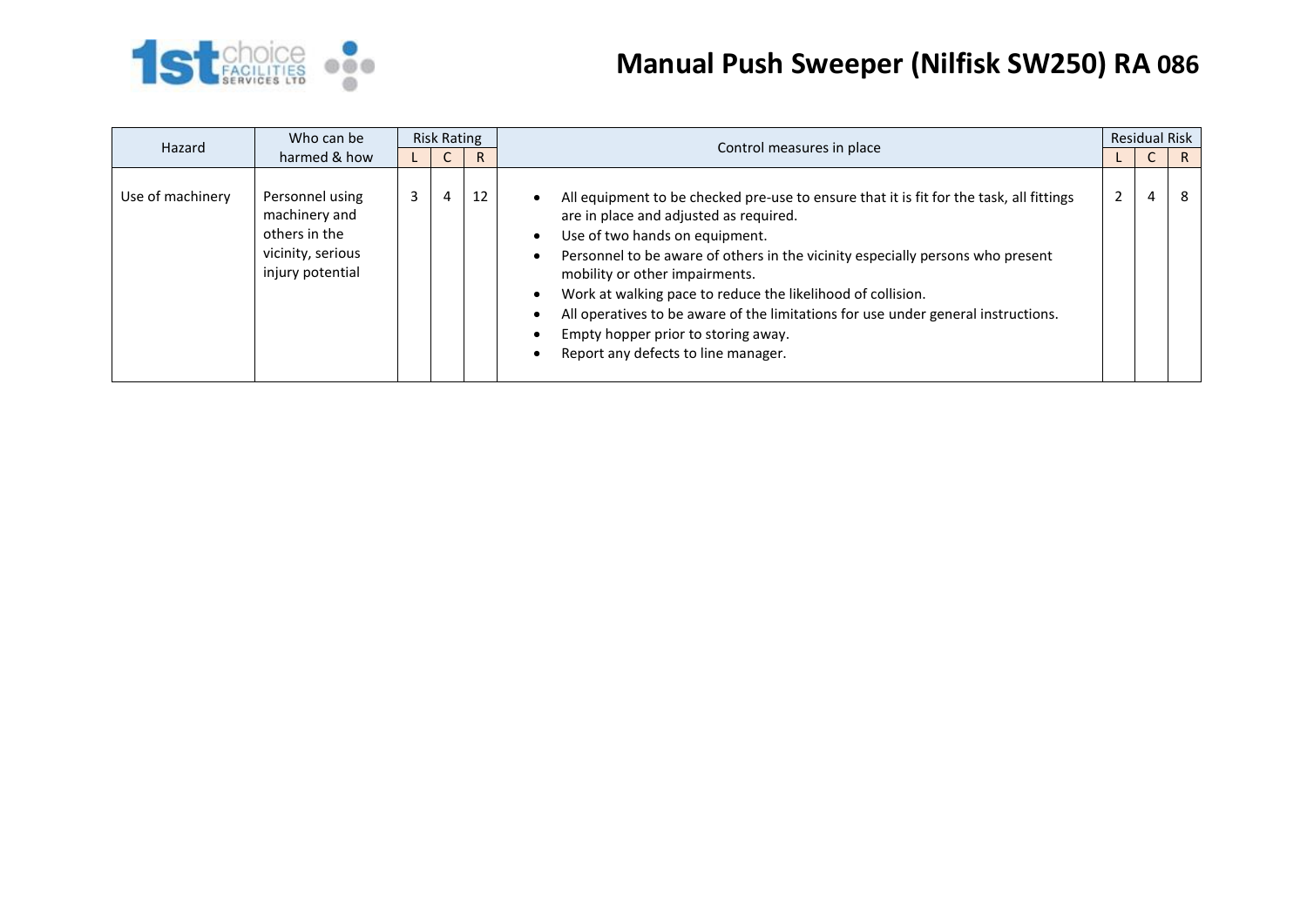# Manual Push Sweeper (Nilfisk SW250) RA 086

| Hazard | Who can be harmed & how | Risk Rating | | | Control measures in place | Residual Risk | | |
|---|---|---|---|---|---|---|---|---|
| | | L | C | R | | L | C | R |
| Use of machinery | Personnel using machinery and others in the vicinity, serious injury potential | 3 | 4 | 12 | • All equipment to be checked pre-use to ensure that it is fit for the task, all fittings are in place and adjusted as required.<br>• Use of two hands on equipment.<br>• Personnel to be aware of others in the vicinity especially persons who present mobility or other impairments.<br>• Work at walking pace to reduce the likelihood of collision.<br>• All operatives to be aware of the limitations for use under general instructions.<br>• Empty hopper prior to storing away.<br>• Report any defects to line manager. | 2 | 4 | 8 |